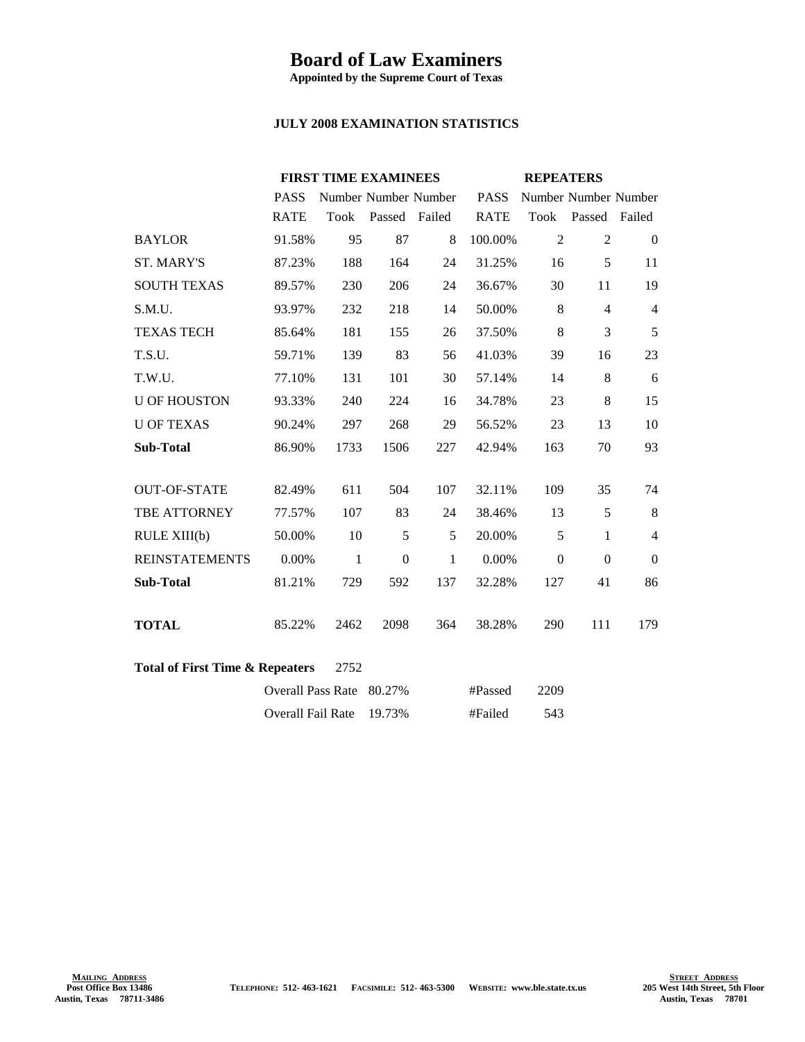# Board of Law Examiners

**Appointed by the Supreme Court of Texas**

**JULY 2008 EXAMINATION STATISTICS**

| | FIRST TIME EXAMINEES | | | | REPEATERS | | | |
|---|---|---|---|---|---|---|---|---|
| | PASS RATE | Number Took | Number Passed | Number Failed | PASS RATE | Number Took | Number Passed | Number Failed |
| BAYLOR | 91.58% | 95 | 87 | 8 | 100.00% | 2 | 2 | 0 |
| ST. MARY'S | 87.23% | 188 | 164 | 24 | 31.25% | 16 | 5 | 11 |
| SOUTH TEXAS | 89.57% | 230 | 206 | 24 | 36.67% | 30 | 11 | 19 |
| S.M.U. | 93.97% | 232 | 218 | 14 | 50.00% | 8 | 4 | 4 |
| TEXAS TECH | 85.64% | 181 | 155 | 26 | 37.50% | 8 | 3 | 5 |
| T.S.U. | 59.71% | 139 | 83 | 56 | 41.03% | 39 | 16 | 23 |
| T.W.U. | 77.10% | 131 | 101 | 30 | 57.14% | 14 | 8 | 6 |
| U OF HOUSTON | 93.33% | 240 | 224 | 16 | 34.78% | 23 | 8 | 15 |
| U OF TEXAS | 90.24% | 297 | 268 | 29 | 56.52% | 23 | 13 | 10 |
| **Sub-Total** | 86.90% | 1733 | 1506 | 227 | 42.94% | 163 | 70 | 93 |
| OUT-OF-STATE | 82.49% | 611 | 504 | 107 | 32.11% | 109 | 35 | 74 |
| TBE ATTORNEY | 77.57% | 107 | 83 | 24 | 38.46% | 13 | 5 | 8 |
| RULE XIII(b) | 50.00% | 10 | 5 | 5 | 20.00% | 5 | 1 | 4 |
| REINSTATEMENTS | 0.00% | 1 | 0 | 1 | 0.00% | 0 | 0 | 0 |
| **Sub-Total** | 81.21% | 729 | 592 | 137 | 32.28% | 127 | 41 | 86 |
| **TOTAL** | 85.22% | 2462 | 2098 | 364 | 38.28% | 290 | 111 | 179 |

**Total of First Time & Repeaters** 2752

| | | | |
|---|---|---|---|
| Overall Pass Rate | 80.27% | #Passed | 2209 |
| Overall Fail Rate | 19.73% | #Failed | 543 |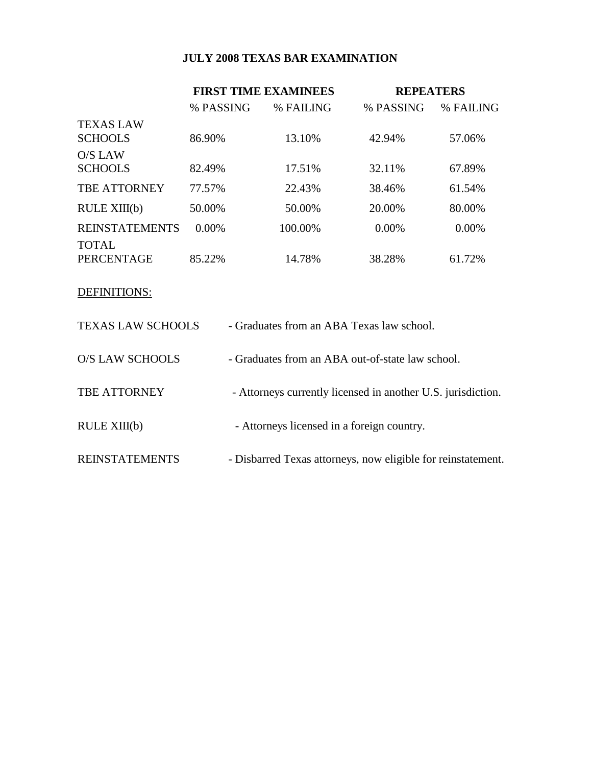# JULY 2008 TEXAS BAR EXAMINATION

| | FIRST TIME EXAMINEES | | REPEATERS | |
|---|---|---|---|---|
| | % PASSING | % FAILING | % PASSING | % FAILING |
| TEXAS LAW SCHOOLS | 86.90% | 13.10% | 42.94% | 57.06% |
| O/S LAW SCHOOLS | 82.49% | 17.51% | 32.11% | 67.89% |
| TBE ATTORNEY | 77.57% | 22.43% | 38.46% | 61.54% |
| RULE XIII(b) | 50.00% | 50.00% | 20.00% | 80.00% |
| REINSTATEMENTS | 0.00% | 100.00% | 0.00% | 0.00% |
| TOTAL PERCENTAGE | 85.22% | 14.78% | 38.28% | 61.72% |

<u>DEFINITIONS:</u>

TEXAS LAW SCHOOLS - Graduates from an ABA Texas law school.

O/S LAW SCHOOLS - Graduates from an ABA out-of-state law school.

TBE ATTORNEY - Attorneys currently licensed in another U.S. jurisdiction.

RULE XIII(b) - Attorneys licensed in a foreign country.

REINSTATEMENTS - Disbarred Texas attorneys, now eligible for reinstatement.